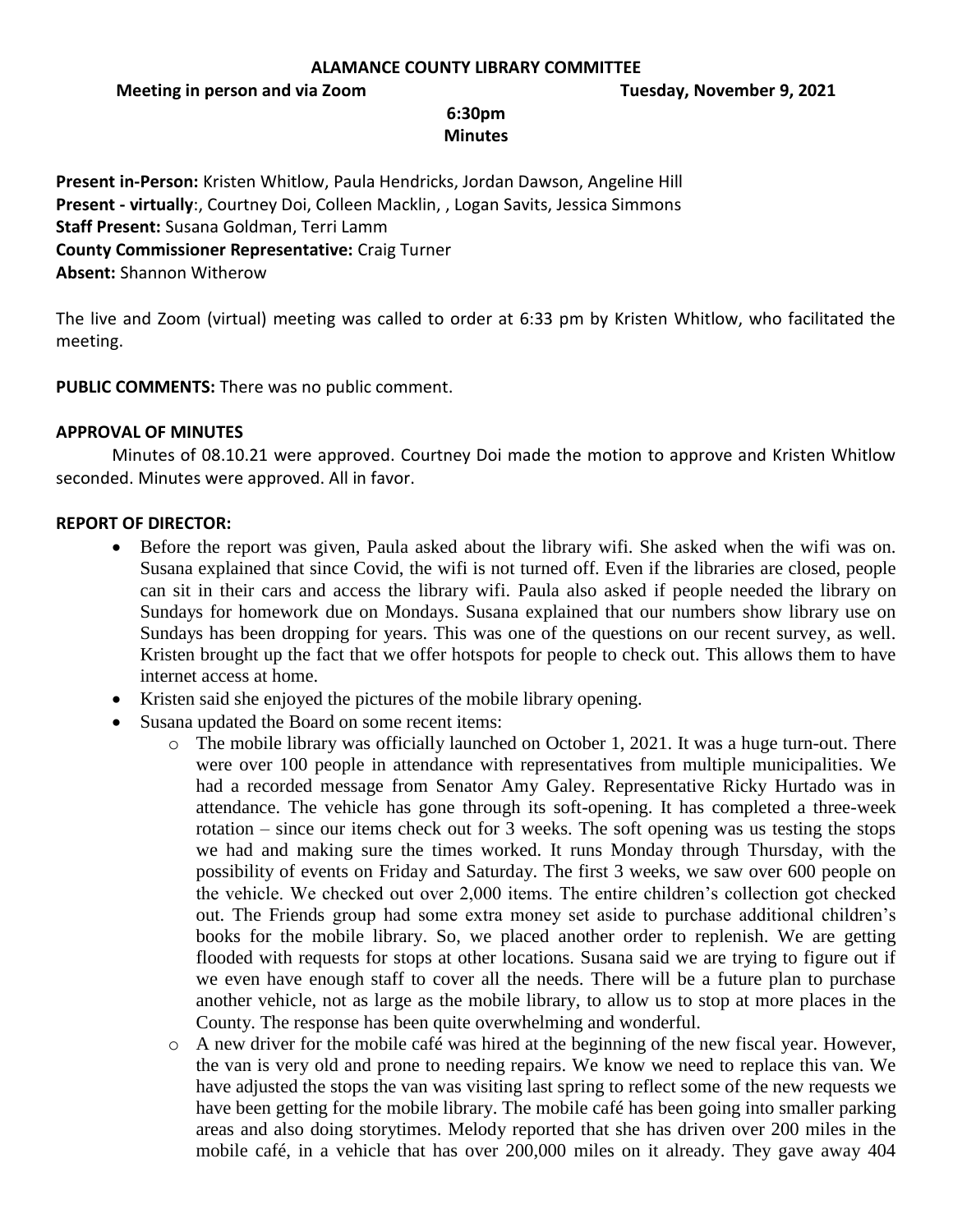**ALAMANCE COUNTY LIBRARY COMMITTEE**

**Meeting in person and via Zoom** **Tuesday, November 9, 2021**

**6:30pm**

**Minutes**

**Present in-Person:** Kristen Whitlow, Paula Hendricks, Jordan Dawson, Angeline Hill
**Present - virtually**:, Courtney Doi, Colleen Macklin, , Logan Savits, Jessica Simmons
**Staff Present:** Susana Goldman, Terri Lamm
**County Commissioner Representative:** Craig Turner
**Absent:** Shannon Witherow

The live and Zoom (virtual) meeting was called to order at 6:33 pm by Kristen Whitlow, who facilitated the meeting.

**PUBLIC COMMENTS:** There was no public comment.

**APPROVAL OF MINUTES**

Minutes of 08.10.21 were approved. Courtney Doi made the motion to approve and Kristen Whitlow seconded. Minutes were approved. All in favor.

**REPORT OF DIRECTOR:**

- Before the report was given, Paula asked about the library wifi. She asked when the wifi was on. Susana explained that since Covid, the wifi is not turned off. Even if the libraries are closed, people can sit in their cars and access the library wifi. Paula also asked if people needed the library on Sundays for homework due on Mondays. Susana explained that our numbers show library use on Sundays has been dropping for years. This was one of the questions on our recent survey, as well. Kristen brought up the fact that we offer hotspots for people to check out. This allows them to have internet access at home.
- Kristen said she enjoyed the pictures of the mobile library opening.
- Susana updated the Board on some recent items:
    - The mobile library was officially launched on October 1, 2021. It was a huge turn-out. There were over 100 people in attendance with representatives from multiple municipalities. We had a recorded message from Senator Amy Galey. Representative Ricky Hurtado was in attendance. The vehicle has gone through its soft-opening. It has completed a three-week rotation – since our items check out for 3 weeks. The soft opening was us testing the stops we had and making sure the times worked. It runs Monday through Thursday, with the possibility of events on Friday and Saturday. The first 3 weeks, we saw over 600 people on the vehicle. We checked out over 2,000 items. The entire children's collection got checked out. The Friends group had some extra money set aside to purchase additional children's books for the mobile library. So, we placed another order to replenish. We are getting flooded with requests for stops at other locations. Susana said we are trying to figure out if we even have enough staff to cover all the needs. There will be a future plan to purchase another vehicle, not as large as the mobile library, to allow us to stop at more places in the County. The response has been quite overwhelming and wonderful.
    - A new driver for the mobile café was hired at the beginning of the new fiscal year. However, the van is very old and prone to needing repairs. We know we need to replace this van. We have adjusted the stops the van was visiting last spring to reflect some of the new requests we have been getting for the mobile library. The mobile café has been going into smaller parking areas and also doing storytimes. Melody reported that she has driven over 200 miles in the mobile café, in a vehicle that has over 200,000 miles on it already. They gave away 404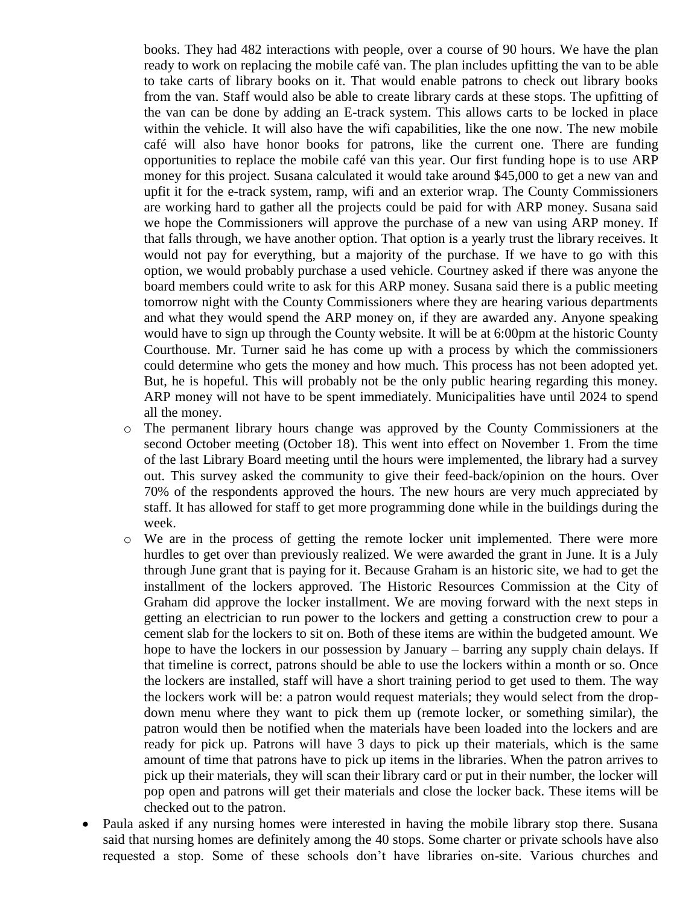books. They had 482 interactions with people, over a course of 90 hours. We have the plan ready to work on replacing the mobile café van. The plan includes upfitting the van to be able to take carts of library books on it. That would enable patrons to check out library books from the van. Staff would also be able to create library cards at these stops. The upfitting of the van can be done by adding an E-track system. This allows carts to be locked in place within the vehicle. It will also have the wifi capabilities, like the one now. The new mobile café will also have honor books for patrons, like the current one. There are funding opportunities to replace the mobile café van this year. Our first funding hope is to use ARP money for this project. Susana calculated it would take around $45,000 to get a new van and upfit it for the e-track system, ramp, wifi and an exterior wrap. The County Commissioners are working hard to gather all the projects could be paid for with ARP money. Susana said we hope the Commissioners will approve the purchase of a new van using ARP money. If that falls through, we have another option. That option is a yearly trust the library receives. It would not pay for everything, but a majority of the purchase. If we have to go with this option, we would probably purchase a used vehicle. Courtney asked if there was anyone the board members could write to ask for this ARP money. Susana said there is a public meeting tomorrow night with the County Commissioners where they are hearing various departments and what they would spend the ARP money on, if they are awarded any. Anyone speaking would have to sign up through the County website. It will be at 6:00pm at the historic County Courthouse. Mr. Turner said he has come up with a process by which the commissioners could determine who gets the money and how much. This process has not been adopted yet. But, he is hopeful. This will probably not be the only public hearing regarding this money. ARP money will not have to be spent immediately. Municipalities have until 2024 to spend all the money.

  - The permanent library hours change was approved by the County Commissioners at the second October meeting (October 18). This went into effect on November 1. From the time of the last Library Board meeting until the hours were implemented, the library had a survey out. This survey asked the community to give their feed-back/opinion on the hours. Over 70% of the respondents approved the hours. The new hours are very much appreciated by staff. It has allowed for staff to get more programming done while in the buildings during the week.
  - We are in the process of getting the remote locker unit implemented. There were more hurdles to get over than previously realized. We were awarded the grant in June. It is a July through June grant that is paying for it. Because Graham is an historic site, we had to get the installment of the lockers approved. The Historic Resources Commission at the City of Graham did approve the locker installment. We are moving forward with the next steps in getting an electrician to run power to the lockers and getting a construction crew to pour a cement slab for the lockers to sit on. Both of these items are within the budgeted amount. We hope to have the lockers in our possession by January – barring any supply chain delays. If that timeline is correct, patrons should be able to use the lockers within a month or so. Once the lockers are installed, staff will have a short training period to get used to them. The way the lockers work will be: a patron would request materials; they would select from the drop-down menu where they want to pick them up (remote locker, or something similar), the patron would then be notified when the materials have been loaded into the lockers and are ready for pick up. Patrons will have 3 days to pick up their materials, which is the same amount of time that patrons have to pick up items in the libraries. When the patron arrives to pick up their materials, they will scan their library card or put in their number, the locker will pop open and patrons will get their materials and close the locker back. These items will be checked out to the patron.

- Paula asked if any nursing homes were interested in having the mobile library stop there. Susana said that nursing homes are definitely among the 40 stops. Some charter or private schools have also requested a stop. Some of these schools don't have libraries on-site. Various churches and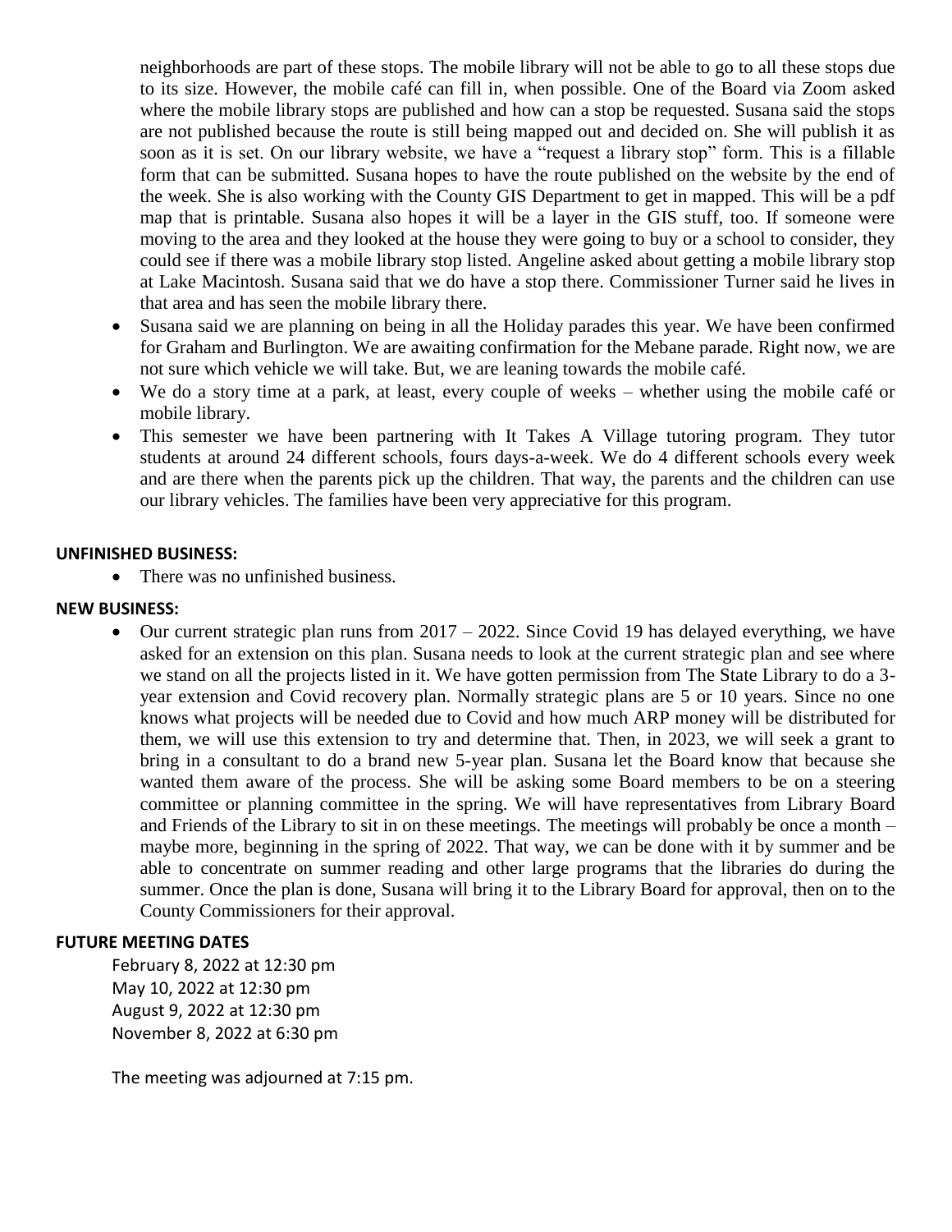neighborhoods are part of these stops. The mobile library will not be able to go to all these stops due to its size. However, the mobile café can fill in, when possible. One of the Board via Zoom asked where the mobile library stops are published and how can a stop be requested. Susana said the stops are not published because the route is still being mapped out and decided on. She will publish it as soon as it is set. On our library website, we have a "request a library stop" form. This is a fillable form that can be submitted. Susana hopes to have the route published on the website by the end of the week. She is also working with the County GIS Department to get in mapped. This will be a pdf map that is printable. Susana also hopes it will be a layer in the GIS stuff, too. If someone were moving to the area and they looked at the house they were going to buy or a school to consider, they could see if there was a mobile library stop listed. Angeline asked about getting a mobile library stop at Lake Macintosh. Susana said that we do have a stop there. Commissioner Turner said he lives in that area and has seen the mobile library there.

- Susana said we are planning on being in all the Holiday parades this year. We have been confirmed for Graham and Burlington. We are awaiting confirmation for the Mebane parade. Right now, we are not sure which vehicle we will take. But, we are leaning towards the mobile café.
- We do a story time at a park, at least, every couple of weeks – whether using the mobile café or mobile library.
- This semester we have been partnering with It Takes A Village tutoring program. They tutor students at around 24 different schools, fours days-a-week. We do 4 different schools every week and are there when the parents pick up the children. That way, the parents and the children can use our library vehicles. The families have been very appreciative for this program.

**UNFINISHED BUSINESS:**

- There was no unfinished business.

**NEW BUSINESS:**

- Our current strategic plan runs from 2017 – 2022. Since Covid 19 has delayed everything, we have asked for an extension on this plan. Susana needs to look at the current strategic plan and see where we stand on all the projects listed in it. We have gotten permission from The State Library to do a 3-year extension and Covid recovery plan. Normally strategic plans are 5 or 10 years. Since no one knows what projects will be needed due to Covid and how much ARP money will be distributed for them, we will use this extension to try and determine that. Then, in 2023, we will seek a grant to bring in a consultant to do a brand new 5-year plan. Susana let the Board know that because she wanted them aware of the process. She will be asking some Board members to be on a steering committee or planning committee in the spring. We will have representatives from Library Board and Friends of the Library to sit in on these meetings. The meetings will probably be once a month – maybe more, beginning in the spring of 2022. That way, we can be done with it by summer and be able to concentrate on summer reading and other large programs that the libraries do during the summer. Once the plan is done, Susana will bring it to the Library Board for approval, then on to the County Commissioners for their approval.

**FUTURE MEETING DATES**

February 8, 2022 at 12:30 pm
May 10, 2022 at 12:30 pm
August 9, 2022 at 12:30 pm
November 8, 2022 at 6:30 pm

The meeting was adjourned at 7:15 pm.